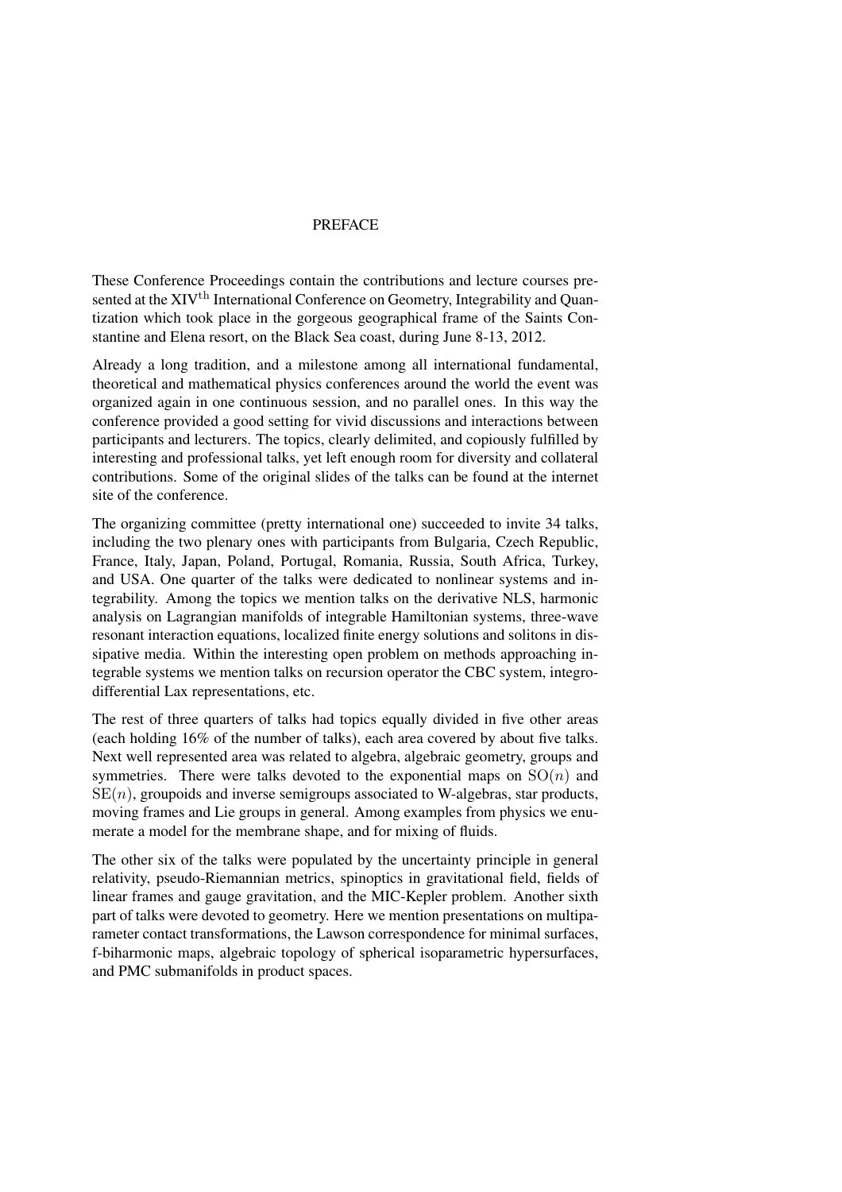# PREFACE

These Conference Proceedings contain the contributions and lecture courses presented at the XIV$^{\text{th}}$ International Conference on Geometry, Integrability and Quantization which took place in the gorgeous geographical frame of the Saints Constantine and Elena resort, on the Black Sea coast, during June 8-13, 2012.

Already a long tradition, and a milestone among all international fundamental, theoretical and mathematical physics conferences around the world the event was organized again in one continuous session, and no parallel ones. In this way the conference provided a good setting for vivid discussions and interactions between participants and lecturers. The topics, clearly delimited, and copiously fulfilled by interesting and professional talks, yet left enough room for diversity and collateral contributions. Some of the original slides of the talks can be found at the internet site of the conference.

The organizing committee (pretty international one) succeeded to invite 34 talks, including the two plenary ones with participants from Bulgaria, Czech Republic, France, Italy, Japan, Poland, Portugal, Romania, Russia, South Africa, Turkey, and USA. One quarter of the talks were dedicated to nonlinear systems and integrability. Among the topics we mention talks on the derivative NLS, harmonic analysis on Lagrangian manifolds of integrable Hamiltonian systems, three-wave resonant interaction equations, localized finite energy solutions and solitons in dissipative media. Within the interesting open problem on methods approaching integrable systems we mention talks on recursion operator the CBC system, integro-differential Lax representations, etc.

The rest of three quarters of talks had topics equally divided in five other areas (each holding 16% of the number of talks), each area covered by about five talks. Next well represented area was related to algebra, algebraic geometry, groups and symmetries. There were talks devoted to the exponential maps on $\mathrm{SO}(n)$ and $\mathrm{SE}(n)$, groupoids and inverse semigroups associated to W-algebras, star products, moving frames and Lie groups in general. Among examples from physics we enumerate a model for the membrane shape, and for mixing of fluids.

The other six of the talks were populated by the uncertainty principle in general relativity, pseudo-Riemannian metrics, spinoptics in gravitational field, fields of linear frames and gauge gravitation, and the MIC-Kepler problem. Another sixth part of talks were devoted to geometry. Here we mention presentations on multiparameter contact transformations, the Lawson correspondence for minimal surfaces, f-biharmonic maps, algebraic topology of spherical isoparametric hypersurfaces, and PMC submanifolds in product spaces.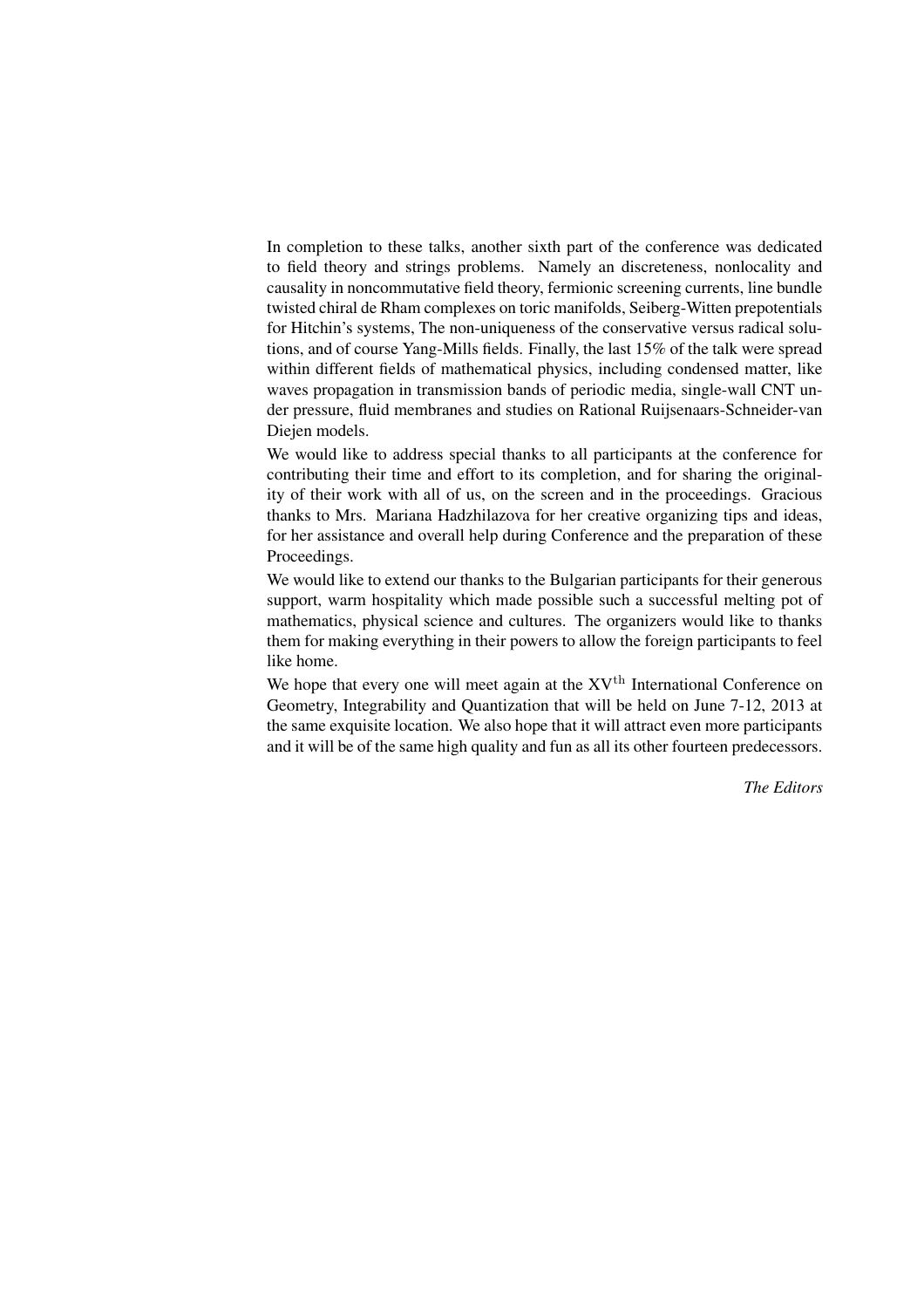In completion to these talks, another sixth part of the conference was dedicated to field theory and strings problems. Namely an discreteness, nonlocality and causality in noncommutative field theory, fermionic screening currents, line bundle twisted chiral de Rham complexes on toric manifolds, Seiberg-Witten prepotentials for Hitchin's systems, The non-uniqueness of the conservative versus radical solutions, and of course Yang-Mills fields. Finally, the last 15% of the talk were spread within different fields of mathematical physics, including condensed matter, like waves propagation in transmission bands of periodic media, single-wall CNT under pressure, fluid membranes and studies on Rational Ruijsenaars-Schneider-van Diejen models.

We would like to address special thanks to all participants at the conference for contributing their time and effort to its completion, and for sharing the originality of their work with all of us, on the screen and in the proceedings. Gracious thanks to Mrs. Mariana Hadzhilazova for her creative organizing tips and ideas, for her assistance and overall help during Conference and the preparation of these Proceedings.

We would like to extend our thanks to the Bulgarian participants for their generous support, warm hospitality which made possible such a successful melting pot of mathematics, physical science and cultures. The organizers would like to thanks them for making everything in their powers to allow the foreign participants to feel like home.

We hope that every one will meet again at the $\mathrm{XV}^{\mathrm{th}}$ International Conference on Geometry, Integrability and Quantization that will be held on June 7-12, 2013 at the same exquisite location. We also hope that it will attract even more participants and it will be of the same high quality and fun as all its other fourteen predecessors.

*The Editors*